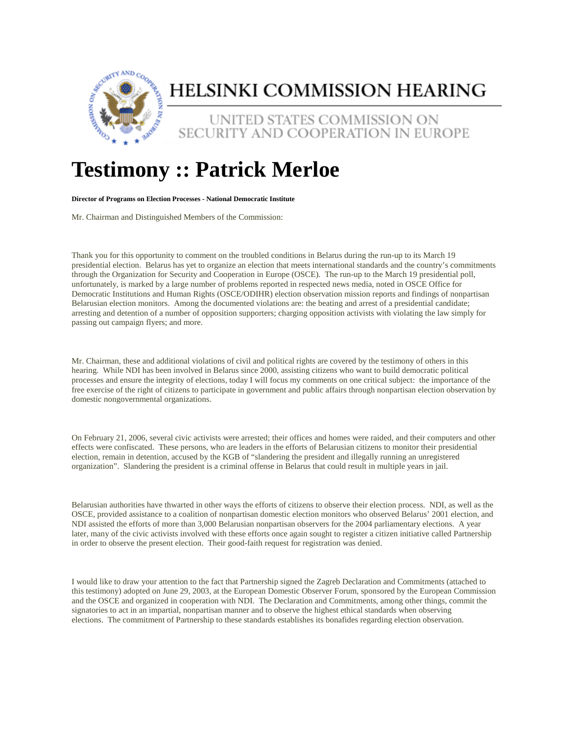# HELSINKI COMMISSION HEARING

UNITED STATES COMMISSION ON SECURITY AND COOPERATION IN EUROPE

# Testimony :: Patrick Merloe

**Director of Programs on Election Processes - National Democratic Institute**

Mr. Chairman and Distinguished Members of the Commission:

Thank you for this opportunity to comment on the troubled conditions in Belarus during the run-up to its March 19 presidential election. Belarus has yet to organize an election that meets international standards and the country's commitments through the Organization for Security and Cooperation in Europe (OSCE). The run-up to the March 19 presidential poll, unfortunately, is marked by a large number of problems reported in respected news media, noted in OSCE Office for Democratic Institutions and Human Rights (OSCE/ODIHR) election observation mission reports and findings of nonpartisan Belarusian election monitors. Among the documented violations are: the beating and arrest of a presidential candidate; arresting and detention of a number of opposition supporters; charging opposition activists with violating the law simply for passing out campaign flyers; and more.

Mr. Chairman, these and additional violations of civil and political rights are covered by the testimony of others in this hearing. While NDI has been involved in Belarus since 2000, assisting citizens who want to build democratic political processes and ensure the integrity of elections, today I will focus my comments on one critical subject: the importance of the free exercise of the right of citizens to participate in government and public affairs through nonpartisan election observation by domestic nongovernmental organizations.

On February 21, 2006, several civic activists were arrested; their offices and homes were raided, and their computers and other effects were confiscated. These persons, who are leaders in the efforts of Belarusian citizens to monitor their presidential election, remain in detention, accused by the KGB of "slandering the president and illegally running an unregistered organization". Slandering the president is a criminal offense in Belarus that could result in multiple years in jail.

Belarusian authorities have thwarted in other ways the efforts of citizens to observe their election process. NDI, as well as the OSCE, provided assistance to a coalition of nonpartisan domestic election monitors who observed Belarus' 2001 election, and NDI assisted the efforts of more than 3,000 Belarusian nonpartisan observers for the 2004 parliamentary elections. A year later, many of the civic activists involved with these efforts once again sought to register a citizen initiative called Partnership in order to observe the present election. Their good-faith request for registration was denied.

I would like to draw your attention to the fact that Partnership signed the Zagreb Declaration and Commitments (attached to this testimony) adopted on June 29, 2003, at the European Domestic Observer Forum, sponsored by the European Commission and the OSCE and organized in cooperation with NDI. The Declaration and Commitments, among other things, commit the signatories to act in an impartial, nonpartisan manner and to observe the highest ethical standards when observing elections. The commitment of Partnership to these standards establishes its bonafides regarding election observation.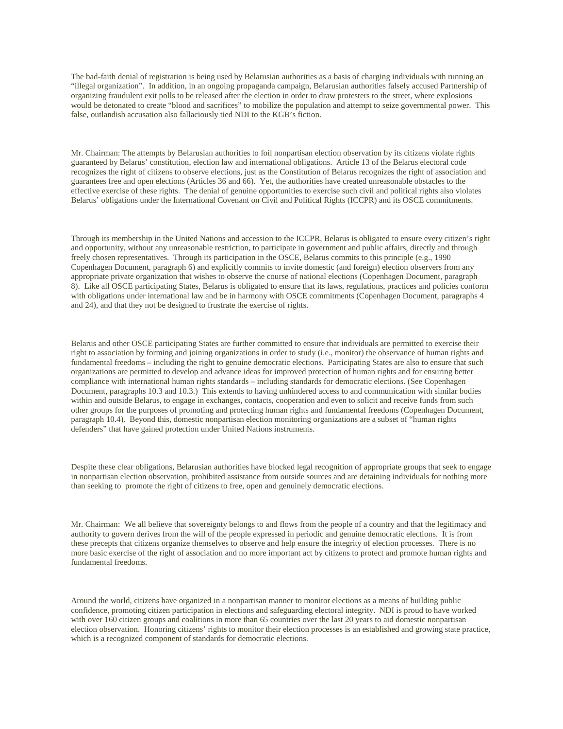The bad-faith denial of registration is being used by Belarusian authorities as a basis of charging individuals with running an "illegal organization". In addition, in an ongoing propaganda campaign, Belarusian authorities falsely accused Partnership of organizing fraudulent exit polls to be released after the election in order to draw protesters to the street, where explosions would be detonated to create "blood and sacrifices" to mobilize the population and attempt to seize governmental power. This false, outlandish accusation also fallaciously tied NDI to the KGB's fiction.

Mr. Chairman: The attempts by Belarusian authorities to foil nonpartisan election observation by its citizens violate rights guaranteed by Belarus' constitution, election law and international obligations. Article 13 of the Belarus electoral code recognizes the right of citizens to observe elections, just as the Constitution of Belarus recognizes the right of association and guarantees free and open elections (Articles 36 and 66). Yet, the authorities have created unreasonable obstacles to the effective exercise of these rights. The denial of genuine opportunities to exercise such civil and political rights also violates Belarus' obligations under the International Covenant on Civil and Political Rights (ICCPR) and its OSCE commitments.

Through its membership in the United Nations and accession to the ICCPR, Belarus is obligated to ensure every citizen's right and opportunity, without any unreasonable restriction, to participate in government and public affairs, directly and through freely chosen representatives. Through its participation in the OSCE, Belarus commits to this principle (e.g., 1990 Copenhagen Document, paragraph 6) and explicitly commits to invite domestic (and foreign) election observers from any appropriate private organization that wishes to observe the course of national elections (Copenhagen Document, paragraph 8). Like all OSCE participating States, Belarus is obligated to ensure that its laws, regulations, practices and policies conform with obligations under international law and be in harmony with OSCE commitments (Copenhagen Document, paragraphs 4 and 24), and that they not be designed to frustrate the exercise of rights.

Belarus and other OSCE participating States are further committed to ensure that individuals are permitted to exercise their right to association by forming and joining organizations in order to study (i.e., monitor) the observance of human rights and fundamental freedoms – including the right to genuine democratic elections. Participating States are also to ensure that such organizations are permitted to develop and advance ideas for improved protection of human rights and for ensuring better compliance with international human rights standards – including standards for democratic elections. (See Copenhagen Document, paragraphs 10.3 and 10.3.) This extends to having unhindered access to and communication with similar bodies within and outside Belarus, to engage in exchanges, contacts, cooperation and even to solicit and receive funds from such other groups for the purposes of promoting and protecting human rights and fundamental freedoms (Copenhagen Document, paragraph 10.4). Beyond this, domestic nonpartisan election monitoring organizations are a subset of "human rights defenders" that have gained protection under United Nations instruments.

Despite these clear obligations, Belarusian authorities have blocked legal recognition of appropriate groups that seek to engage in nonpartisan election observation, prohibited assistance from outside sources and are detaining individuals for nothing more than seeking to promote the right of citizens to free, open and genuinely democratic elections.

Mr. Chairman: We all believe that sovereignty belongs to and flows from the people of a country and that the legitimacy and authority to govern derives from the will of the people expressed in periodic and genuine democratic elections. It is from these precepts that citizens organize themselves to observe and help ensure the integrity of election processes. There is no more basic exercise of the right of association and no more important act by citizens to protect and promote human rights and fundamental freedoms.

Around the world, citizens have organized in a nonpartisan manner to monitor elections as a means of building public confidence, promoting citizen participation in elections and safeguarding electoral integrity. NDI is proud to have worked with over 160 citizen groups and coalitions in more than 65 countries over the last 20 years to aid domestic nonpartisan election observation. Honoring citizens' rights to monitor their election processes is an established and growing state practice, which is a recognized component of standards for democratic elections.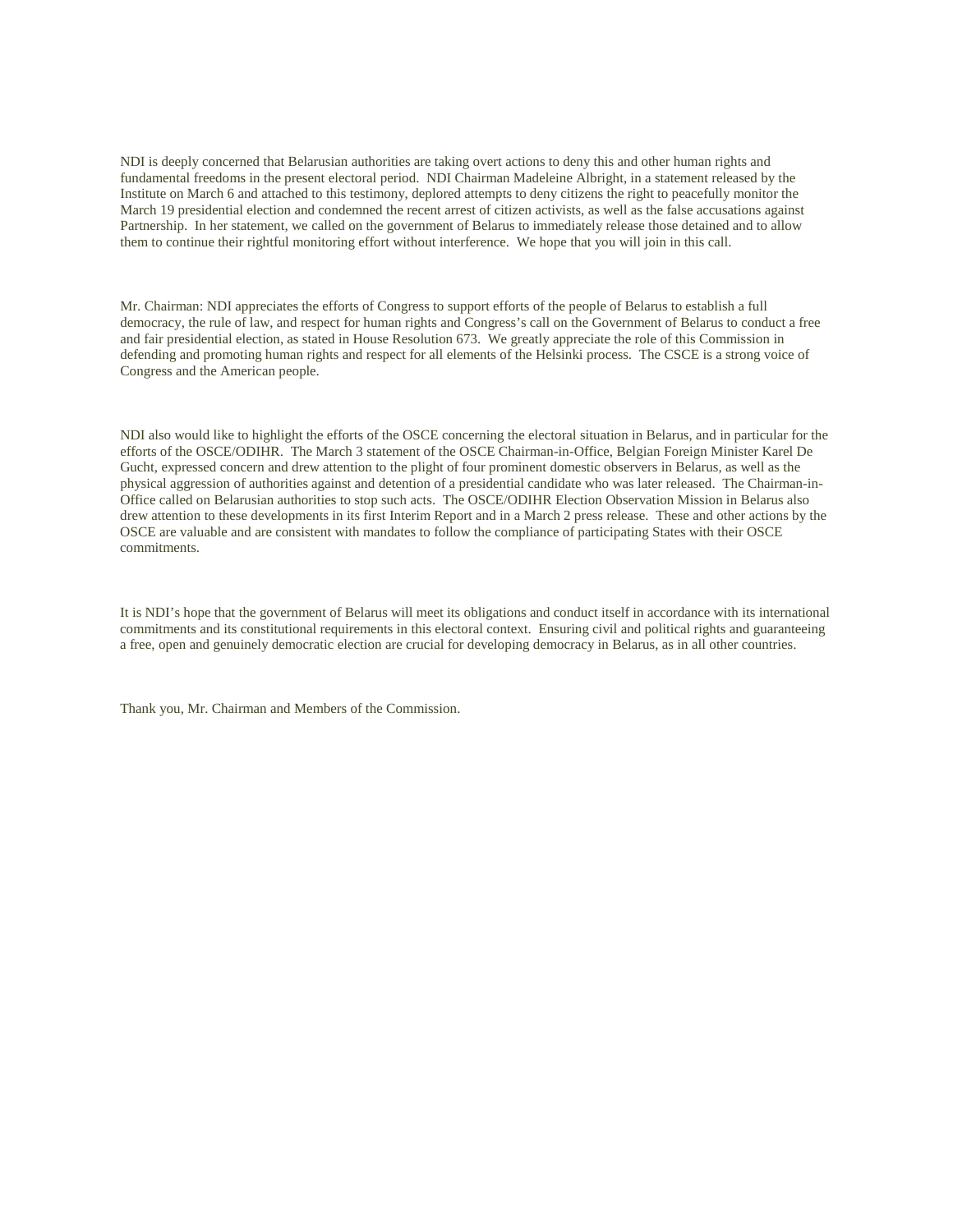NDI is deeply concerned that Belarusian authorities are taking overt actions to deny this and other human rights and fundamental freedoms in the present electoral period.  NDI Chairman Madeleine Albright, in a statement released by the Institute on March 6 and attached to this testimony, deplored attempts to deny citizens the right to peacefully monitor the March 19 presidential election and condemned the recent arrest of citizen activists, as well as the false accusations against Partnership.  In her statement, we called on the government of Belarus to immediately release those detained and to allow them to continue their rightful monitoring effort without interference.  We hope that you will join in this call.

Mr. Chairman: NDI appreciates the efforts of Congress to support efforts of the people of Belarus to establish a full democracy, the rule of law, and respect for human rights and Congress's call on the Government of Belarus to conduct a free and fair presidential election, as stated in House Resolution 673.  We greatly appreciate the role of this Commission in defending and promoting human rights and respect for all elements of the Helsinki process.  The CSCE is a strong voice of Congress and the American people.

NDI also would like to highlight the efforts of the OSCE concerning the electoral situation in Belarus, and in particular for the efforts of the OSCE/ODIHR.  The March 3 statement of the OSCE Chairman-in-Office, Belgian Foreign Minister Karel De Gucht, expressed concern and drew attention to the plight of four prominent domestic observers in Belarus, as well as the physical aggression of authorities against and detention of a presidential candidate who was later released.  The Chairman-in-Office called on Belarusian authorities to stop such acts.  The OSCE/ODIHR Election Observation Mission in Belarus also drew attention to these developments in its first Interim Report and in a March 2 press release.  These and other actions by the OSCE are valuable and are consistent with mandates to follow the compliance of participating States with their OSCE commitments.

It is NDI's hope that the government of Belarus will meet its obligations and conduct itself in accordance with its international commitments and its constitutional requirements in this electoral context.  Ensuring civil and political rights and guaranteeing a free, open and genuinely democratic election are crucial for developing democracy in Belarus, as in all other countries.

Thank you, Mr. Chairman and Members of the Commission.